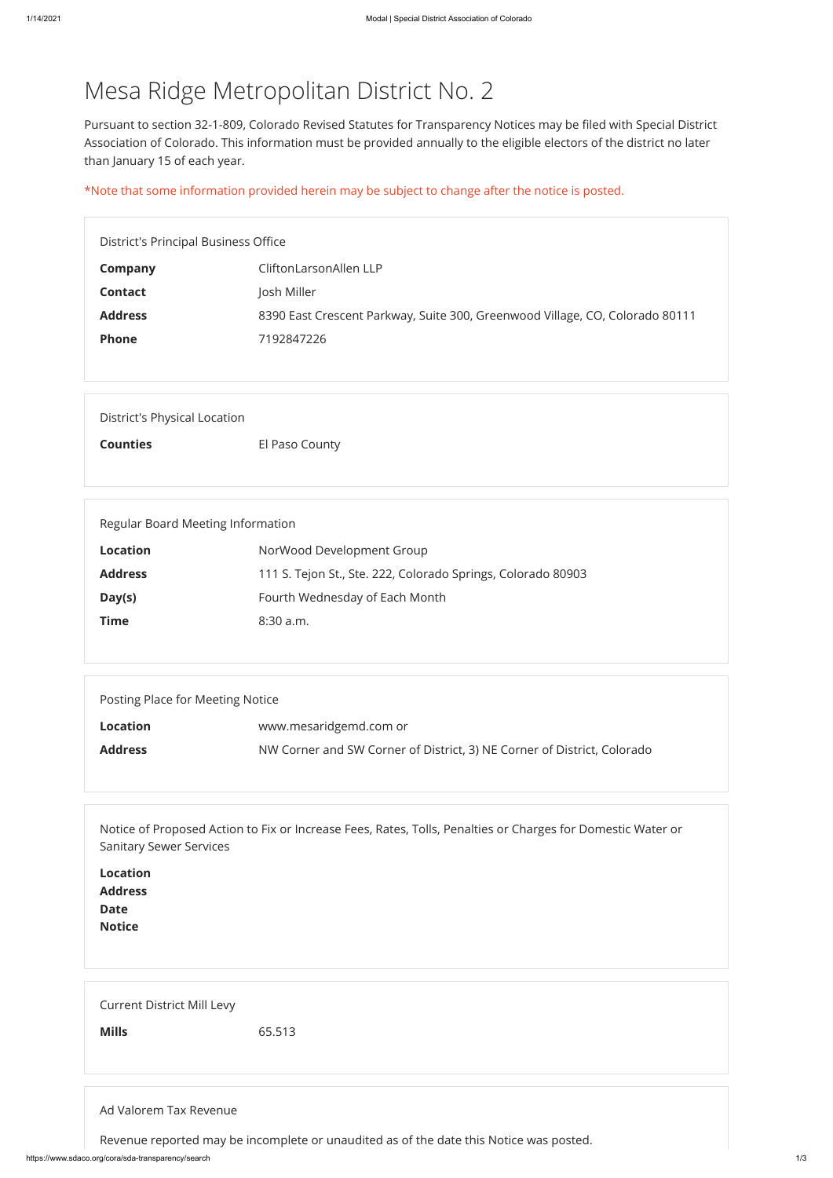# Mesa Ridge Metropolitan District No. 2

Pursuant to section 32-1-809, Colorado Revised Statutes for Transparency Notices may be filed with Special District Association of Colorado. This information must be provided annually to the eligible electors of the district no later than January 15 of each year.

*Note that some information provided herein may be subject to change after the notice is posted.

### District's Principal Business Office

| | |
|---|---|
| **Company** | CliftonLarsonAllen LLP |
| **Contact** | Josh Miller |
| **Address** | 8390 East Crescent Parkway, Suite 300, Greenwood Village, CO, Colorado 80111 |
| **Phone** | 7192847226 |

### District's Physical Location

| | |
|---|---|
| **Counties** | El Paso County |

### Regular Board Meeting Information

| | |
|---|---|
| **Location** | NorWood Development Group |
| **Address** | 111 S. Tejon St., Ste. 222, Colorado Springs, Colorado 80903 |
| **Day(s)** | Fourth Wednesday of Each Month |
| **Time** | 8:30 a.m. |

### Posting Place for Meeting Notice

| | |
|---|---|
| **Location** | www.mesaridgemd.com or |
| **Address** | NW Corner and SW Corner of District, 3) NE Corner of District, Colorado |

### Notice of Proposed Action to Fix or Increase Fees, Rates, Tolls, Penalties or Charges for Domestic Water or Sanitary Sewer Services

| | |
|---|---|
| **Location** | |
| **Address** | |
| **Date** | |
| **Notice** | |

### Current District Mill Levy

| | |
|---|---|
| **Mills** | 65.513 |

### Ad Valorem Tax Revenue

Revenue reported may be incomplete or unaudited as of the date this Notice was posted.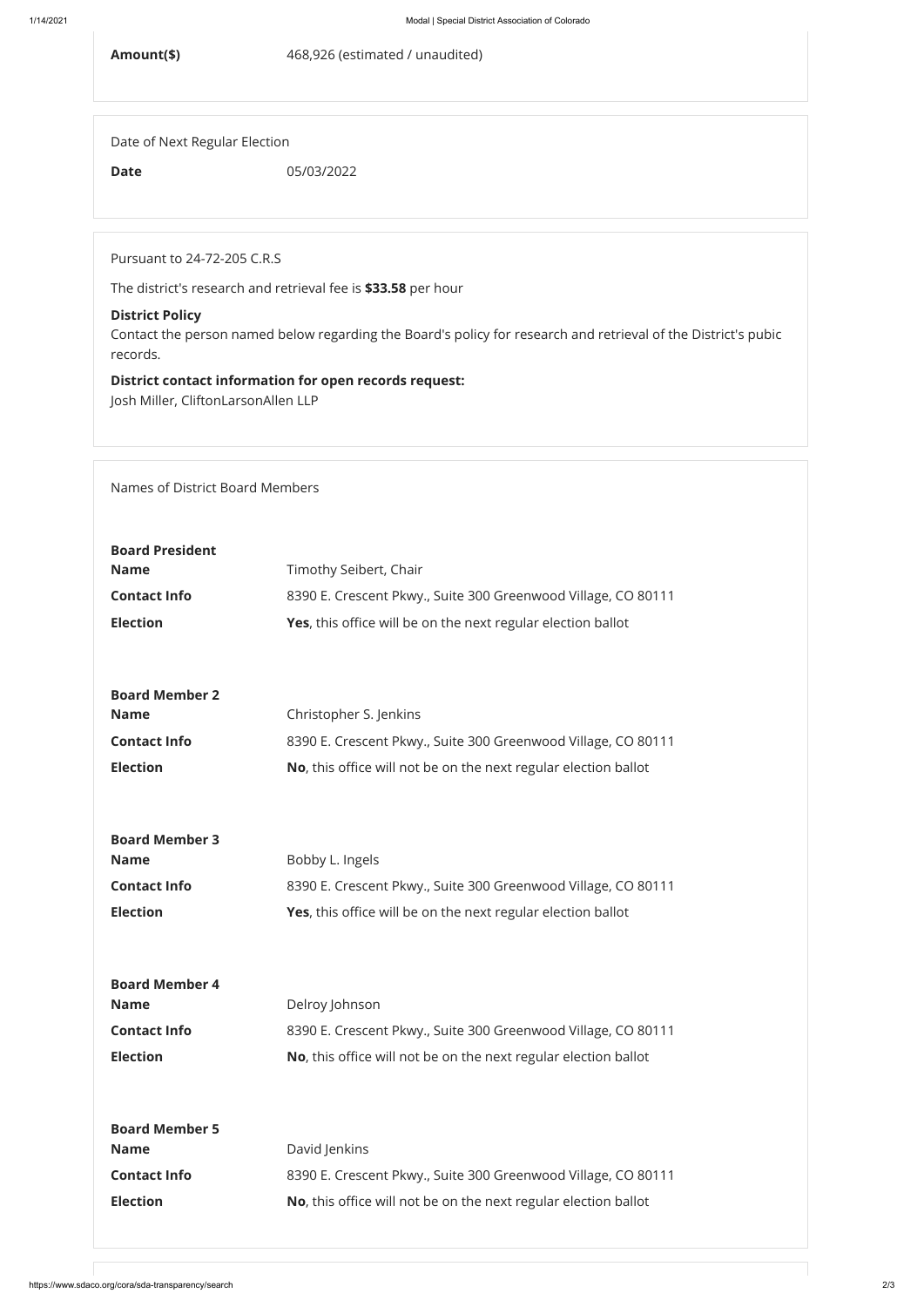| | |
|---|---|
| **Amount($)** | 468,926 (estimated / unaudited) |

Date of Next Regular Election

| | |
|---|---|
| **Date** | 05/03/2022 |

Pursuant to 24-72-205 C.R.S

The district's research and retrieval fee is **$33.58** per hour

**District Policy**
Contact the person named below regarding the Board's policy for research and retrieval of the District's pubic records.

**District contact information for open records request:**
Josh Miller, CliftonLarsonAllen LLP

Names of District Board Members

**Board President**

| | |
|---|---|
| **Name** | Timothy Seibert, Chair |
| **Contact Info** | 8390 E. Crescent Pkwy., Suite 300 Greenwood Village, CO 80111 |
| **Election** | **Yes**, this office will be on the next regular election ballot |

**Board Member 2**

| | |
|---|---|
| **Name** | Christopher S. Jenkins |
| **Contact Info** | 8390 E. Crescent Pkwy., Suite 300 Greenwood Village, CO 80111 |
| **Election** | **No**, this office will not be on the next regular election ballot |

**Board Member 3**

| | |
|---|---|
| **Name** | Bobby L. Ingels |
| **Contact Info** | 8390 E. Crescent Pkwy., Suite 300 Greenwood Village, CO 80111 |
| **Election** | **Yes**, this office will be on the next regular election ballot |

**Board Member 4**

| | |
|---|---|
| **Name** | Delroy Johnson |
| **Contact Info** | 8390 E. Crescent Pkwy., Suite 300 Greenwood Village, CO 80111 |
| **Election** | **No**, this office will not be on the next regular election ballot |

**Board Member 5**

| | |
|---|---|
| **Name** | David Jenkins |
| **Contact Info** | 8390 E. Crescent Pkwy., Suite 300 Greenwood Village, CO 80111 |
| **Election** | **No**, this office will not be on the next regular election ballot |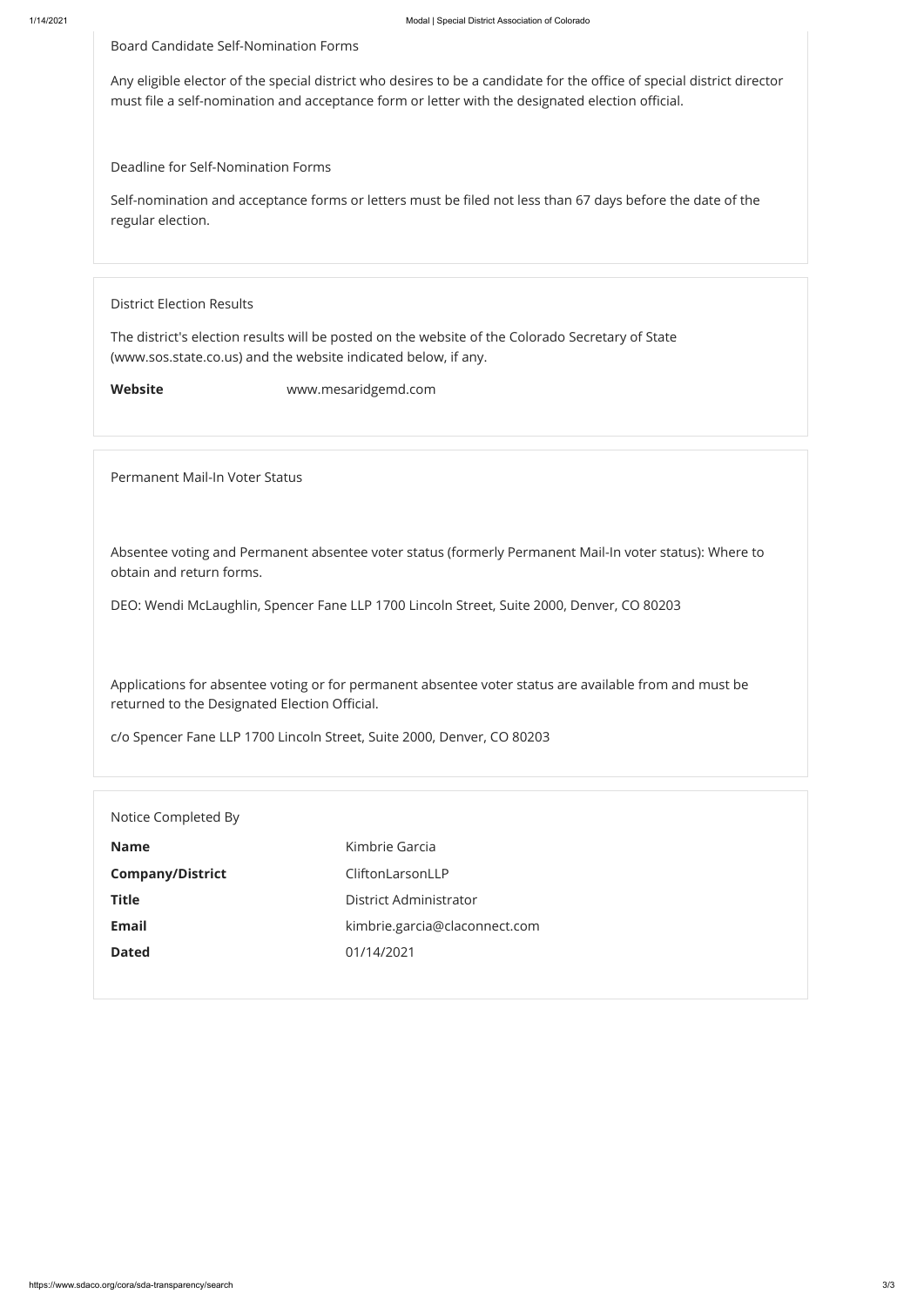Board Candidate Self-Nomination Forms

Any eligible elector of the special district who desires to be a candidate for the office of special district director must file a self-nomination and acceptance form or letter with the designated election official.

Deadline for Self-Nomination Forms

Self-nomination and acceptance forms or letters must be filed not less than 67 days before the date of the regular election.

District Election Results

The district's election results will be posted on the website of the Colorado Secretary of State (www.sos.state.co.us) and the website indicated below, if any.

**Website** www.mesaridgemd.com

Permanent Mail-In Voter Status

Absentee voting and Permanent absentee voter status (formerly Permanent Mail-In voter status): Where to obtain and return forms.

DEO: Wendi McLaughlin, Spencer Fane LLP 1700 Lincoln Street, Suite 2000, Denver, CO 80203

Applications for absentee voting or for permanent absentee voter status are available from and must be returned to the Designated Election Official.

c/o Spencer Fane LLP 1700 Lincoln Street, Suite 2000, Denver, CO 80203

Notice Completed By

| | |
|---|---|
| **Name** | Kimbrie Garcia |
| **Company/District** | CliftonLarsonLLP |
| **Title** | District Administrator |
| **Email** | kimbrie.garcia@claconnect.com |
| **Dated** | 01/14/2021 |